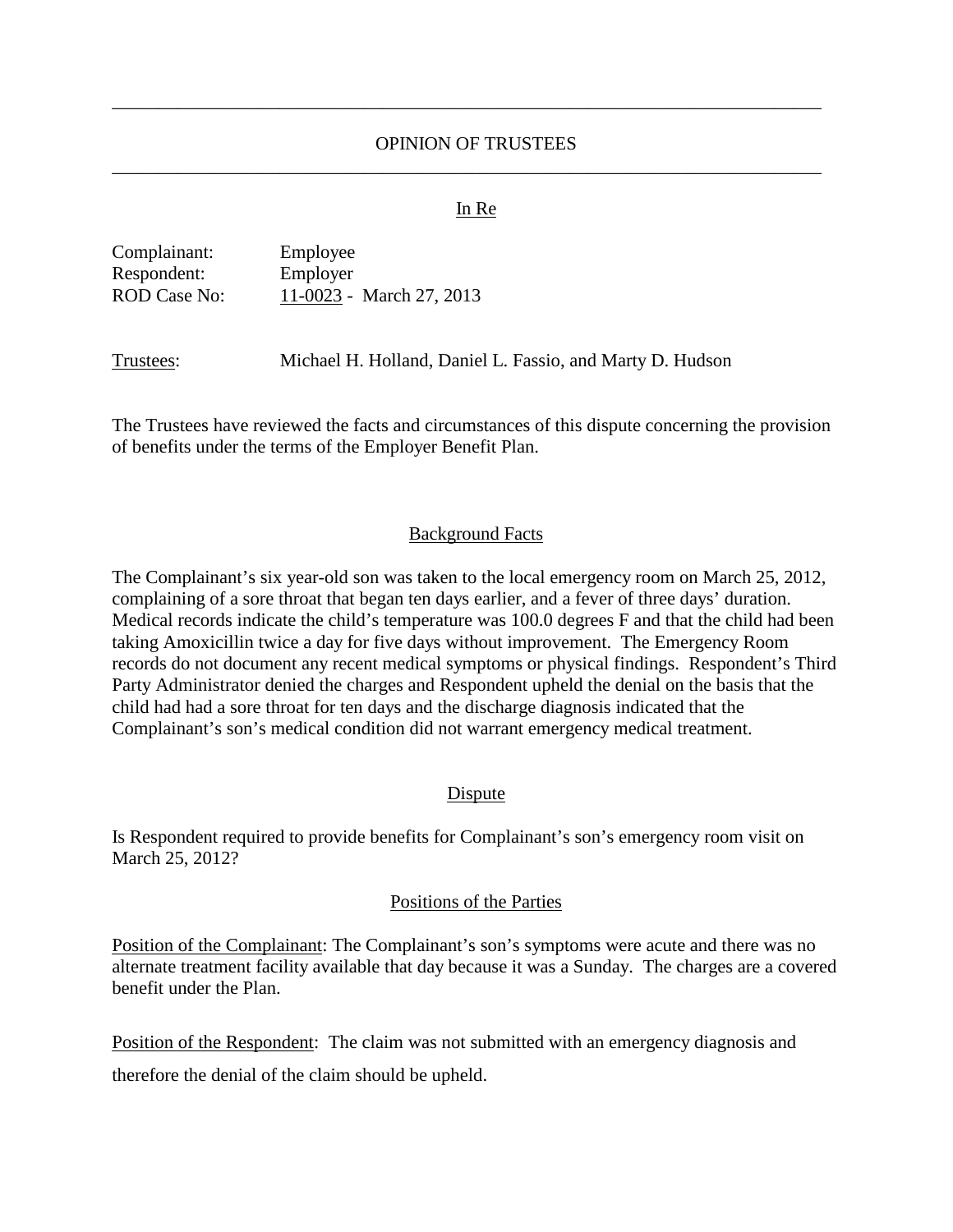# OPINION OF TRUSTEES

In Re

Complainant: Employee
Respondent: Employer
ROD Case No: 11-0023 - March 27, 2013

Trustees: Michael H. Holland, Daniel L. Fassio, and Marty D. Hudson

The Trustees have reviewed the facts and circumstances of this dispute concerning the provision of benefits under the terms of the Employer Benefit Plan.

## Background Facts

The Complainant's six year-old son was taken to the local emergency room on March 25, 2012, complaining of a sore throat that began ten days earlier, and a fever of three days' duration. Medical records indicate the child's temperature was 100.0 degrees F and that the child had been taking Amoxicillin twice a day for five days without improvement. The Emergency Room records do not document any recent medical symptoms or physical findings. Respondent's Third Party Administrator denied the charges and Respondent upheld the denial on the basis that the child had had a sore throat for ten days and the discharge diagnosis indicated that the Complainant's son's medical condition did not warrant emergency medical treatment.

## Dispute

Is Respondent required to provide benefits for Complainant's son's emergency room visit on March 25, 2012?

## Positions of the Parties

Position of the Complainant: The Complainant's son's symptoms were acute and there was no alternate treatment facility available that day because it was a Sunday. The charges are a covered benefit under the Plan.

Position of the Respondent: The claim was not submitted with an emergency diagnosis and therefore the denial of the claim should be upheld.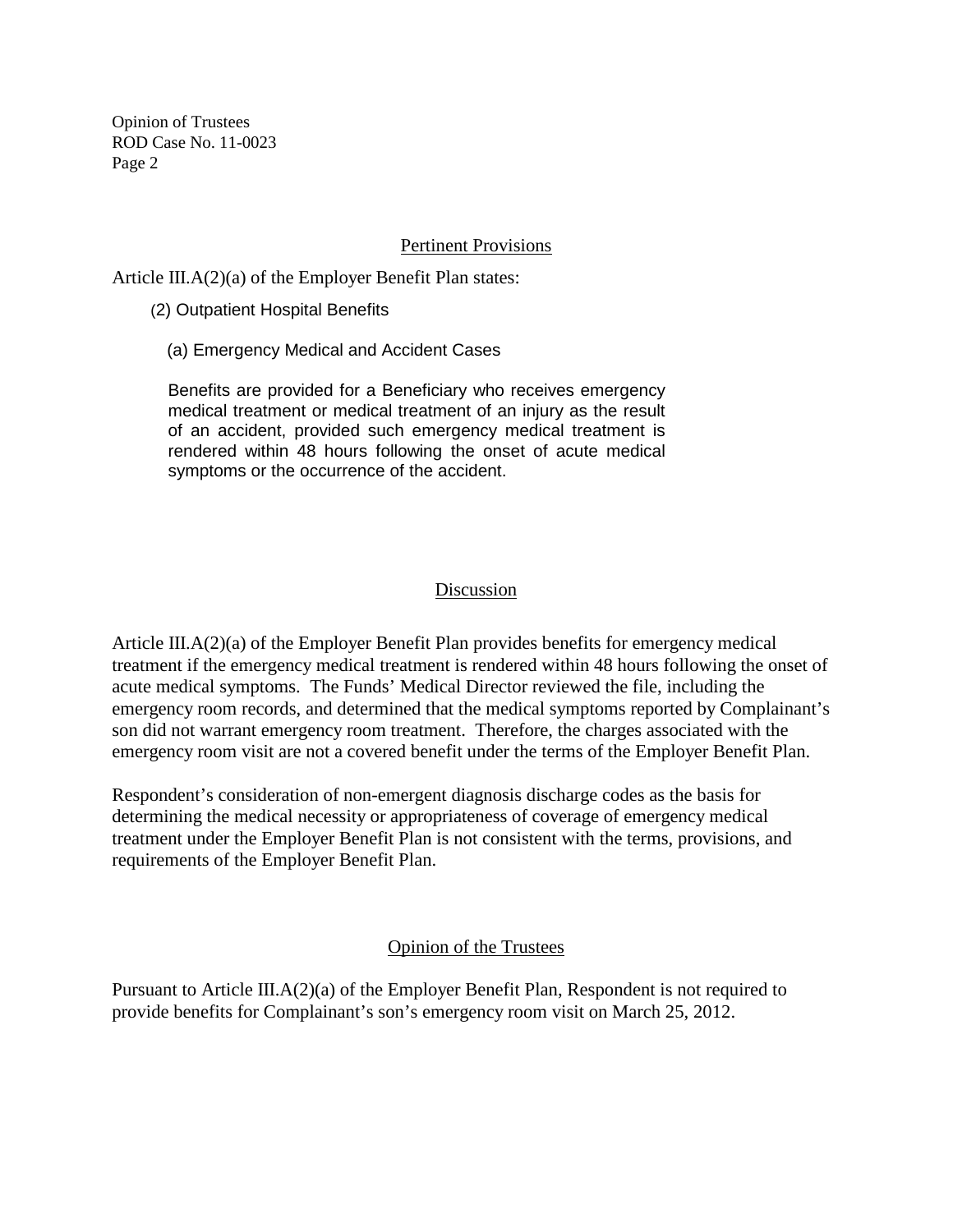## Pertinent Provisions

Article III.A(2)(a) of the Employer Benefit Plan states:

> (2) Outpatient Hospital Benefits
>
> (a) Emergency Medical and Accident Cases
>
> Benefits are provided for a Beneficiary who receives emergency medical treatment or medical treatment of an injury as the result of an accident, provided such emergency medical treatment is rendered within 48 hours following the onset of acute medical symptoms or the occurrence of the accident.

## Discussion

Article III.A(2)(a) of the Employer Benefit Plan provides benefits for emergency medical treatment if the emergency medical treatment is rendered within 48 hours following the onset of acute medical symptoms. The Funds' Medical Director reviewed the file, including the emergency room records, and determined that the medical symptoms reported by Complainant's son did not warrant emergency room treatment. Therefore, the charges associated with the emergency room visit are not a covered benefit under the terms of the Employer Benefit Plan.

Respondent's consideration of non-emergent diagnosis discharge codes as the basis for determining the medical necessity or appropriateness of coverage of emergency medical treatment under the Employer Benefit Plan is not consistent with the terms, provisions, and requirements of the Employer Benefit Plan.

## Opinion of the Trustees

Pursuant to Article III.A(2)(a) of the Employer Benefit Plan, Respondent is not required to provide benefits for Complainant's son's emergency room visit on March 25, 2012.